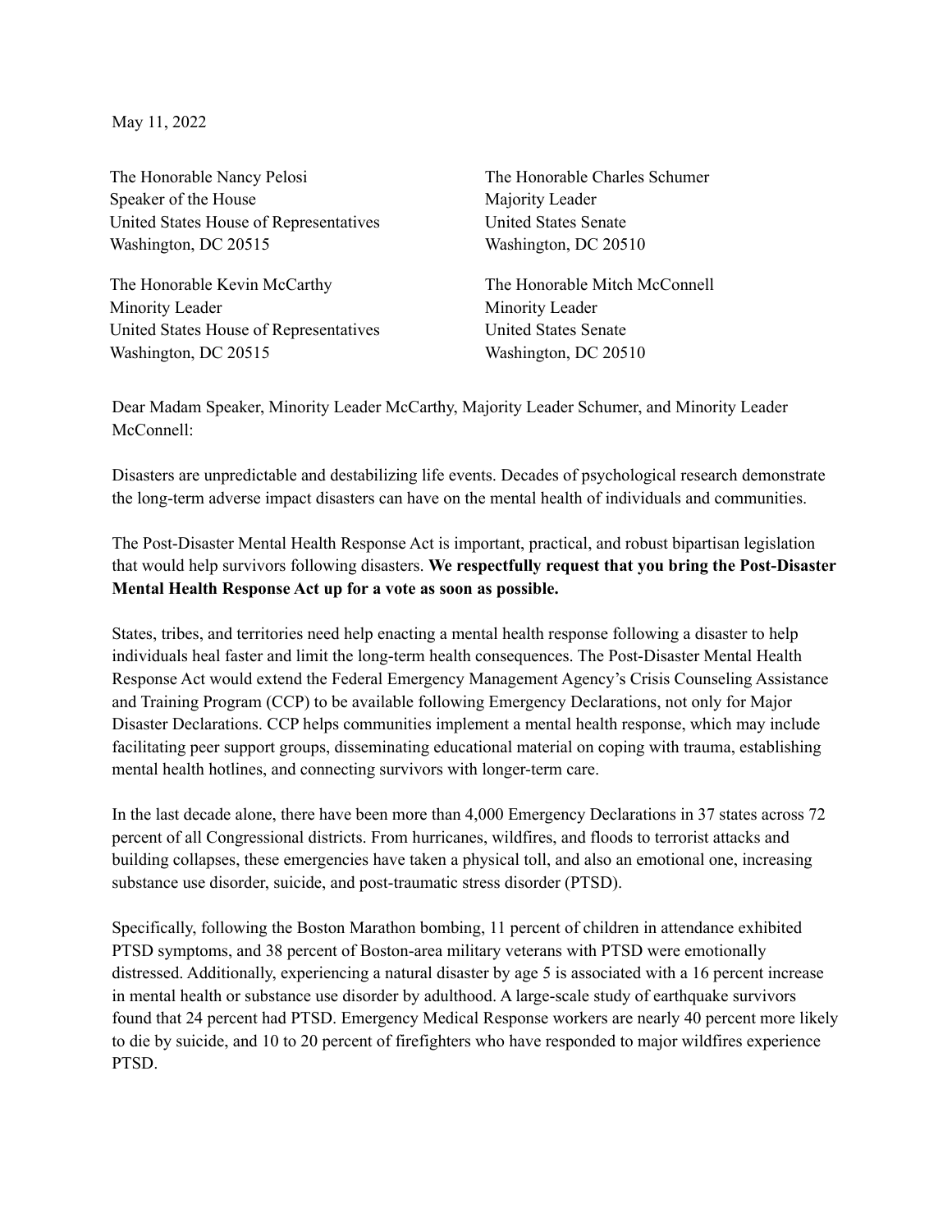May 11, 2022

The Honorable Nancy Pelosi
Speaker of the House
United States House of Representatives
Washington, DC 20515

The Honorable Kevin McCarthy
Minority Leader
United States House of Representatives
Washington, DC 20515

The Honorable Charles Schumer
Majority Leader
United States Senate
Washington, DC 20510

The Honorable Mitch McConnell
Minority Leader
United States Senate
Washington, DC 20510

Dear Madam Speaker, Minority Leader McCarthy, Majority Leader Schumer, and Minority Leader McConnell:

Disasters are unpredictable and destabilizing life events. Decades of psychological research demonstrate the long-term adverse impact disasters can have on the mental health of individuals and communities.

The Post-Disaster Mental Health Response Act is important, practical, and robust bipartisan legislation that would help survivors following disasters. **We respectfully request that you bring the Post-Disaster Mental Health Response Act up for a vote as soon as possible.**

States, tribes, and territories need help enacting a mental health response following a disaster to help individuals heal faster and limit the long-term health consequences. The Post-Disaster Mental Health Response Act would extend the Federal Emergency Management Agency's Crisis Counseling Assistance and Training Program (CCP) to be available following Emergency Declarations, not only for Major Disaster Declarations. CCP helps communities implement a mental health response, which may include facilitating peer support groups, disseminating educational material on coping with trauma, establishing mental health hotlines, and connecting survivors with longer-term care.

In the last decade alone, there have been more than 4,000 Emergency Declarations in 37 states across 72 percent of all Congressional districts. From hurricanes, wildfires, and floods to terrorist attacks and building collapses, these emergencies have taken a physical toll, and also an emotional one, increasing substance use disorder, suicide, and post-traumatic stress disorder (PTSD).

Specifically, following the Boston Marathon bombing, 11 percent of children in attendance exhibited PTSD symptoms, and 38 percent of Boston-area military veterans with PTSD were emotionally distressed. Additionally, experiencing a natural disaster by age 5 is associated with a 16 percent increase in mental health or substance use disorder by adulthood. A large-scale study of earthquake survivors found that 24 percent had PTSD. Emergency Medical Response workers are nearly 40 percent more likely to die by suicide, and 10 to 20 percent of firefighters who have responded to major wildfires experience PTSD.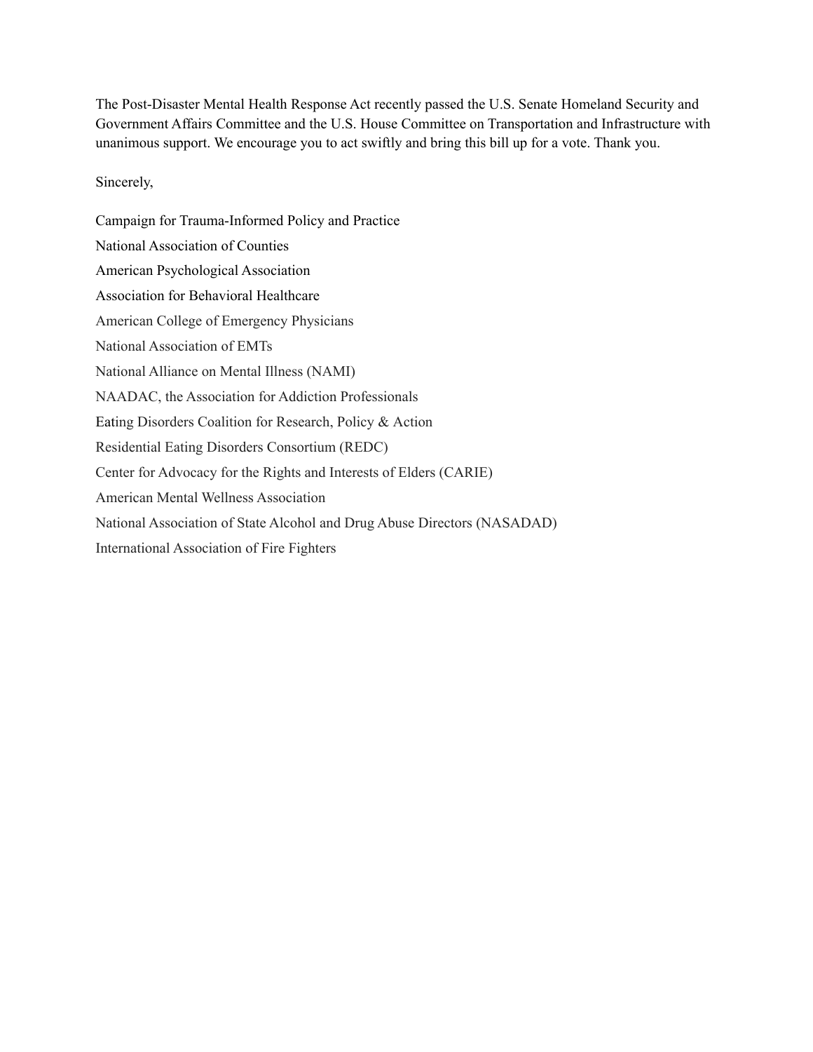The Post-Disaster Mental Health Response Act recently passed the U.S. Senate Homeland Security and Government Affairs Committee and the U.S. House Committee on Transportation and Infrastructure with unanimous support. We encourage you to act swiftly and bring this bill up for a vote. Thank you.

Sincerely,

Campaign for Trauma-Informed Policy and Practice

National Association of Counties

American Psychological Association

Association for Behavioral Healthcare

American College of Emergency Physicians

National Association of EMTs

National Alliance on Mental Illness (NAMI)

NAADAC, the Association for Addiction Professionals

Eating Disorders Coalition for Research, Policy & Action

Residential Eating Disorders Consortium (REDC)

Center for Advocacy for the Rights and Interests of Elders (CARIE)

American Mental Wellness Association

National Association of State Alcohol and Drug Abuse Directors (NASADAD)

International Association of Fire Fighters